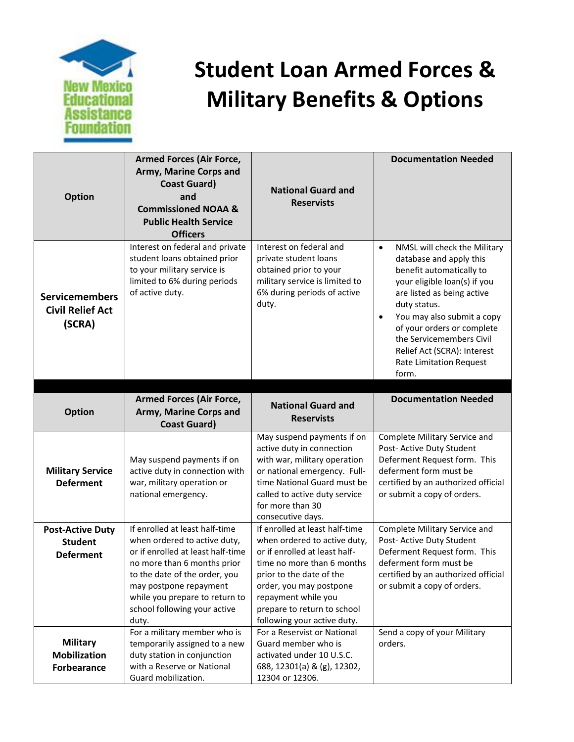# Student Loan Armed Forces & Military Benefits & Options

| Option | Armed Forces (Air Force, Army, Marine Corps and Coast Guard) and Commissioned NOAA & Public Health Service Officers | National Guard and Reservists | Documentation Needed |
|---|---|---|---|
| **Servicemembers Civil Relief Act (SCRA)** | Interest on federal and private student loans obtained prior to your military service is limited to 6% during periods of active duty. | Interest on federal and private student loans obtained prior to your military service is limited to 6% during periods of active duty. | • NMSL will check the Military database and apply this benefit automatically to your eligible loan(s) if you are listed as being active duty status.<br>• You may also submit a copy of your orders or complete the Servicemembers Civil Relief Act (SCRA): Interest Rate Limitation Request form. |

| Option | Armed Forces (Air Force, Army, Marine Corps and Coast Guard) | National Guard and Reservists | Documentation Needed |
|---|---|---|---|
| **Military Service Deferment** | May suspend payments if on active duty in connection with war, military operation or national emergency. | May suspend payments if on active duty in connection with war, military operation or national emergency. Full-time National Guard must be called to active duty service for more than 30 consecutive days. | Complete Military Service and Post- Active Duty Student Deferment Request form. This deferment form must be certified by an authorized official or submit a copy of orders. |
| **Post-Active Duty Student Deferment** | If enrolled at least half-time when ordered to active duty, or if enrolled at least half-time no more than 6 months prior to the date of the order, you may postpone repayment while you prepare to return to school following your active duty. | If enrolled at least half-time when ordered to active duty, or if enrolled at least half-time no more than 6 months prior to the date of the order, you may postpone repayment while you prepare to return to school following your active duty. | Complete Military Service and Post- Active Duty Student Deferment Request form. This deferment form must be certified by an authorized official or submit a copy of orders. |
| **Military Mobilization Forbearance** | For a military member who is temporarily assigned to a new duty station in conjunction with a Reserve or National Guard mobilization. | For a Reservist or National Guard member who is activated under 10 U.S.C. 688, 12301(a) & (g), 12302, 12304 or 12306. | Send a copy of your Military orders. |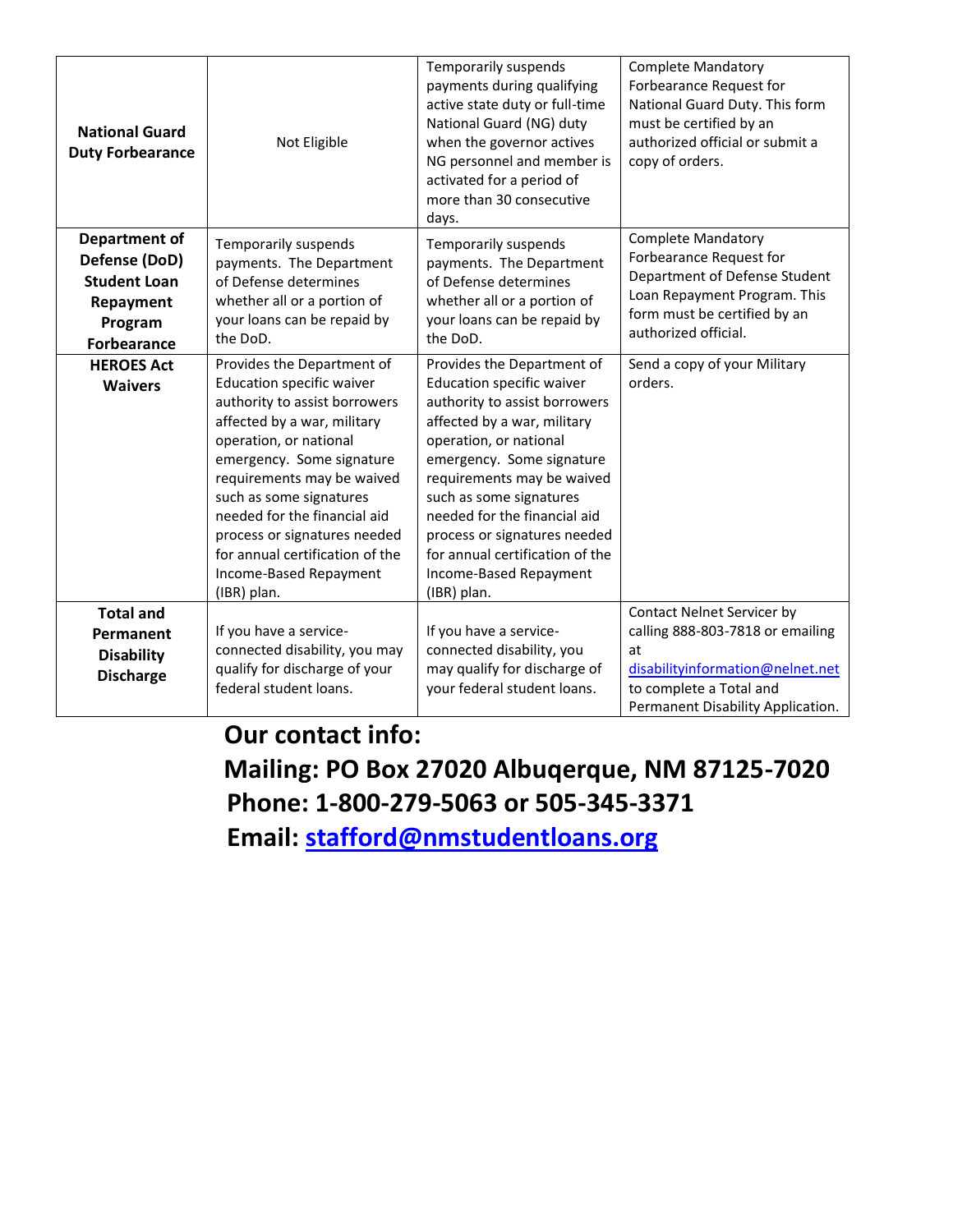| | | | |
|---|---|---|---|
| **National Guard Duty Forbearance** | Not Eligible | Temporarily suspends payments during qualifying active state duty or full-time National Guard (NG) duty when the governor actives NG personnel and member is activated for a period of more than 30 consecutive days. | Complete Mandatory Forbearance Request for National Guard Duty. This form must be certified by an authorized official or submit a copy of orders. |
| **Department of Defense (DoD) Student Loan Repayment Program Forbearance** | Temporarily suspends payments. The Department of Defense determines whether all or a portion of your loans can be repaid by the DoD. | Temporarily suspends payments. The Department of Defense determines whether all or a portion of your loans can be repaid by the DoD. | Complete Mandatory Forbearance Request for Department of Defense Student Loan Repayment Program. This form must be certified by an authorized official. |
| **HEROES Act Waivers** | Provides the Department of Education specific waiver authority to assist borrowers affected by a war, military operation, or national emergency. Some signature requirements may be waived such as some signatures needed for the financial aid process or signatures needed for annual certification of the Income-Based Repayment (IBR) plan. | Provides the Department of Education specific waiver authority to assist borrowers affected by a war, military operation, or national emergency. Some signature requirements may be waived such as some signatures needed for the financial aid process or signatures needed for annual certification of the Income-Based Repayment (IBR) plan. | Send a copy of your Military orders. |
| **Total and Permanent Disability Discharge** | If you have a service-connected disability, you may qualify for discharge of your federal student loans. | If you have a service-connected disability, you may qualify for discharge of your federal student loans. | Contact Nelnet Servicer by calling 888-803-7818 or emailing at disabilityinformation@nelnet.net to complete a Total and Permanent Disability Application. |

**Our contact info:**

**Mailing: PO Box 27020 Albuqerque, NM 87125-7020**

**Phone: 1-800-279-5063 or 505-345-3371**

**Email: stafford@nmstudentloans.org**